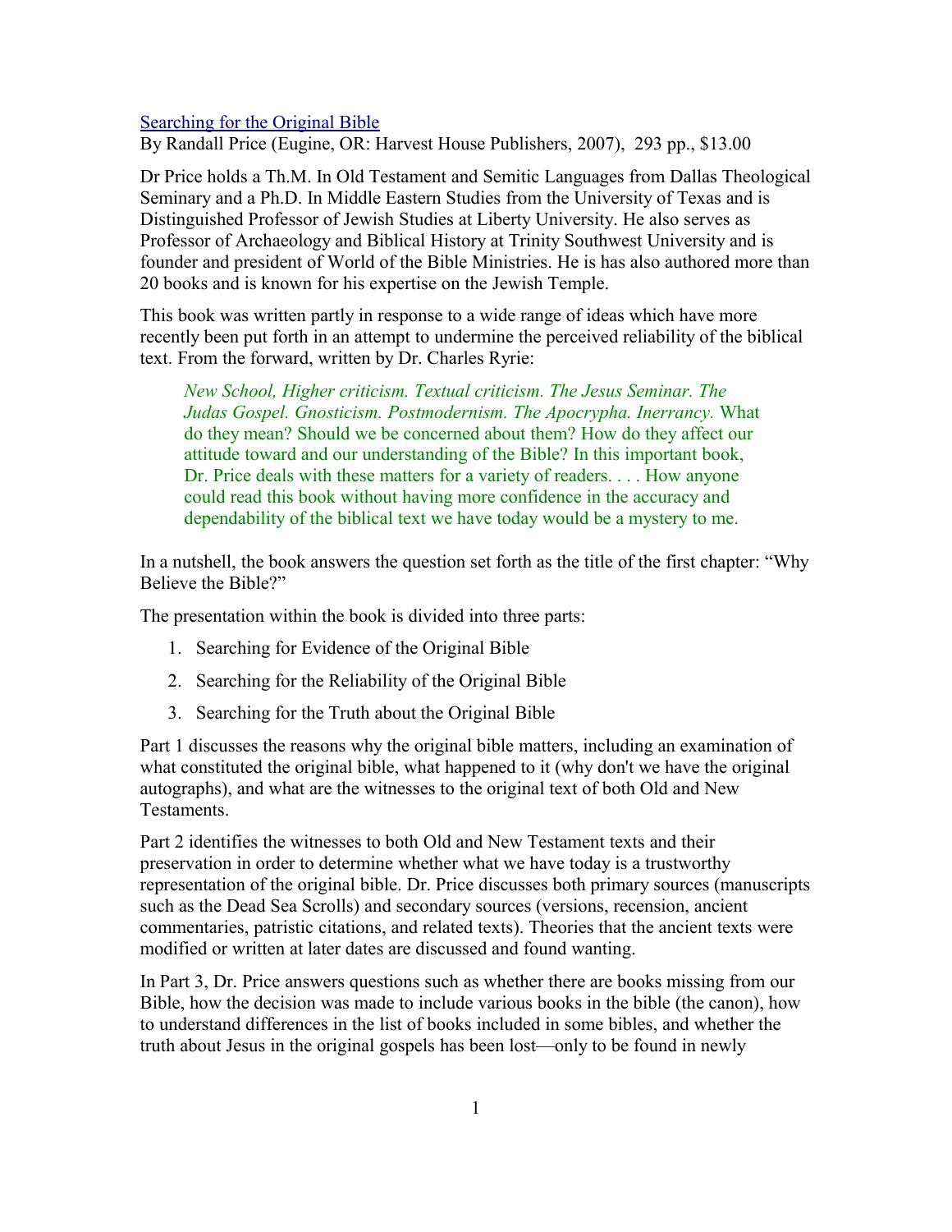[Searching for the Original Bible](#)
By Randall Price (Eugine, OR: Harvest House Publishers, 2007), 293 pp., $13.00

Dr Price holds a Th.M. In Old Testament and Semitic Languages from Dallas Theological Seminary and a Ph.D. In Middle Eastern Studies from the University of Texas and is Distinguished Professor of Jewish Studies at Liberty University. He also serves as Professor of Archaeology and Biblical History at Trinity Southwest University and is founder and president of World of the Bible Ministries. He is has also authored more than 20 books and is known for his expertise on the Jewish Temple.

This book was written partly in response to a wide range of ideas which have more recently been put forth in an attempt to undermine the perceived reliability of the biblical text. From the forward, written by Dr. Charles Ryrie:

> *New School, Higher criticism. Textual criticism. The Jesus Seminar. The Judas Gospel. Gnosticism. Postmodernism. The Apocrypha. Inerrancy.* What do they mean? Should we be concerned about them? How do they affect our attitude toward and our understanding of the Bible? In this important book, Dr. Price deals with these matters for a variety of readers. . . . How anyone could read this book without having more confidence in the accuracy and dependability of the biblical text we have today would be a mystery to me.

In a nutshell, the book answers the question set forth as the title of the first chapter: "Why Believe the Bible?"

The presentation within the book is divided into three parts:

1. Searching for Evidence of the Original Bible
2. Searching for the Reliability of the Original Bible
3. Searching for the Truth about the Original Bible

Part 1 discusses the reasons why the original bible matters, including an examination of what constituted the original bible, what happened to it (why don't we have the original autographs), and what are the witnesses to the original text of both Old and New Testaments.

Part 2 identifies the witnesses to both Old and New Testament texts and their preservation in order to determine whether what we have today is a trustworthy representation of the original bible. Dr. Price discusses both primary sources (manuscripts such as the Dead Sea Scrolls) and secondary sources (versions, recension, ancient commentaries, patristic citations, and related texts). Theories that the ancient texts were modified or written at later dates are discussed and found wanting.

In Part 3, Dr. Price answers questions such as whether there are books missing from our Bible, how the decision was made to include various books in the bible (the canon), how to understand differences in the list of books included in some bibles, and whether the truth about Jesus in the original gospels has been lost—only to be found in newly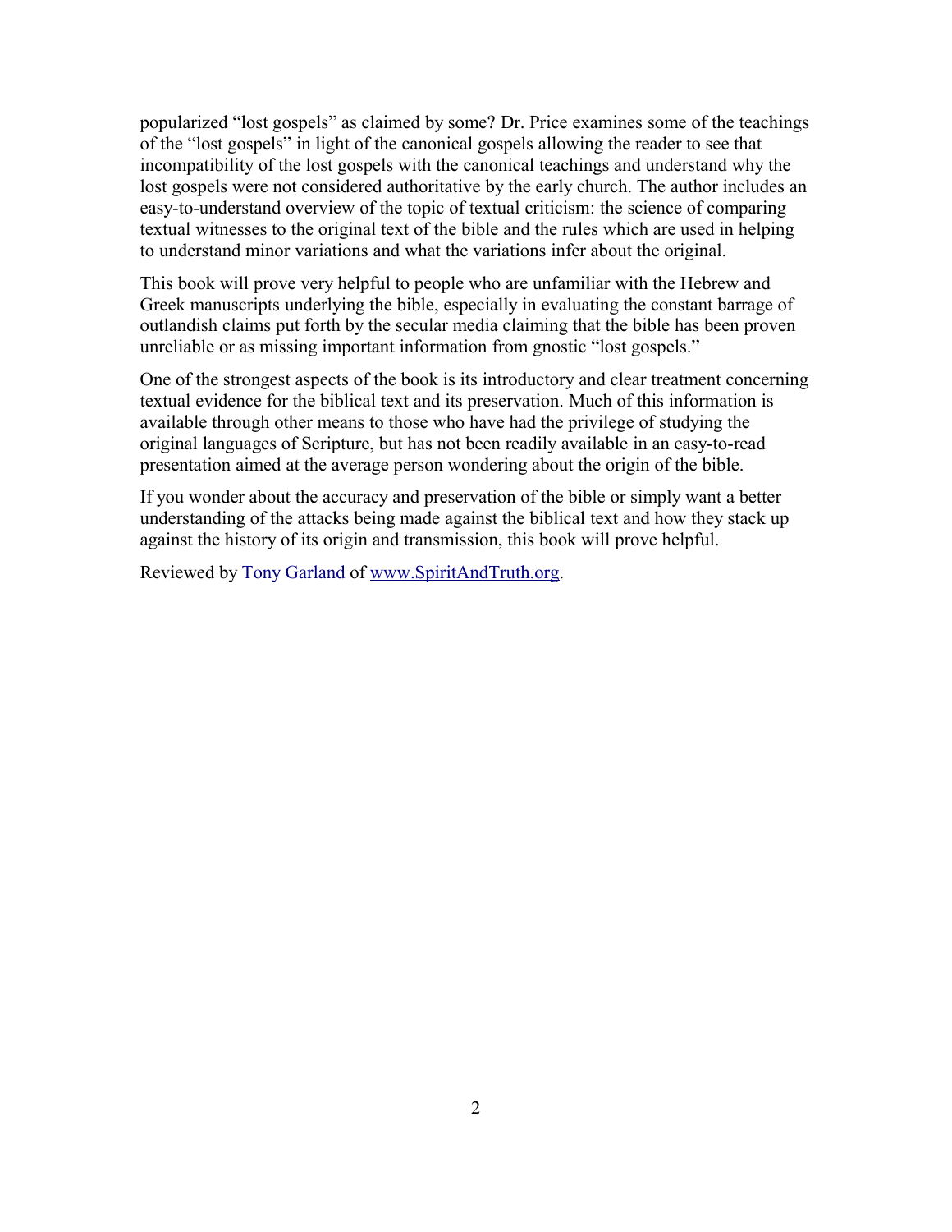popularized "lost gospels" as claimed by some? Dr. Price examines some of the teachings of the "lost gospels" in light of the canonical gospels allowing the reader to see that incompatibility of the lost gospels with the canonical teachings and understand why the lost gospels were not considered authoritative by the early church. The author includes an easy-to-understand overview of the topic of textual criticism: the science of comparing textual witnesses to the original text of the bible and the rules which are used in helping to understand minor variations and what the variations infer about the original.

This book will prove very helpful to people who are unfamiliar with the Hebrew and Greek manuscripts underlying the bible, especially in evaluating the constant barrage of outlandish claims put forth by the secular media claiming that the bible has been proven unreliable or as missing important information from gnostic "lost gospels."

One of the strongest aspects of the book is its introductory and clear treatment concerning textual evidence for the biblical text and its preservation. Much of this information is available through other means to those who have had the privilege of studying the original languages of Scripture, but has not been readily available in an easy-to-read presentation aimed at the average person wondering about the origin of the bible.

If you wonder about the accuracy and preservation of the bible or simply want a better understanding of the attacks being made against the biblical text and how they stack up against the history of its origin and transmission, this book will prove helpful.

Reviewed by Tony Garland of [www.SpiritAndTruth.org](http://www.SpiritAndTruth.org).